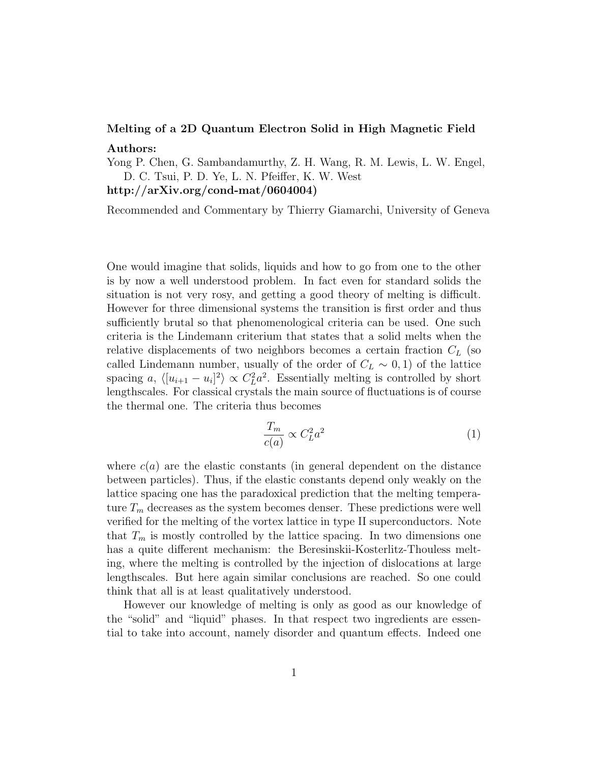**Melting of a 2D Quantum Electron Solid in High Magnetic Field**

**Authors:**

Yong P. Chen, G. Sambandamurthy, Z. H. Wang, R. M. Lewis, L. W. Engel, D. C. Tsui, P. D. Ye, L. N. Pfeiffer, K. W. West

**http://arXiv.org/cond-mat/0604004)**

Recommended and Commentary by Thierry Giamarchi, University of Geneva

One would imagine that solids, liquids and how to go from one to the other is by now a well understood problem. In fact even for standard solids the situation is not very rosy, and getting a good theory of melting is difficult. However for three dimensional systems the transition is first order and thus sufficiently brutal so that phenomenological criteria can be used. One such criteria is the Lindemann criterium that states that a solid melts when the relative displacements of two neighbors becomes a certain fraction $C_L$ (so called Lindemann number, usually of the order of $C_L \sim 0,1$) of the lattice spacing $a$, $\langle [u_{i+1} - u_i]^2 \rangle \propto C_L^2 a^2$. Essentially melting is controlled by short lengthscales. For classical crystals the main source of fluctuations is of course the thermal one. The criteria thus becomes

$$\frac{T_m}{c(a)} \propto C_L^2 a^2 \tag{1}$$

where $c(a)$ are the elastic constants (in general dependent on the distance between particles). Thus, if the elastic constants depend only weakly on the lattice spacing one has the paradoxical prediction that the melting temperature $T_m$ decreases as the system becomes denser. These predictions were well verified for the melting of the vortex lattice in type II superconductors. Note that $T_m$ is mostly controlled by the lattice spacing. In two dimensions one has a quite different mechanism: the Beresinskii-Kosterlitz-Thouless melting, where the melting is controlled by the injection of dislocations at large lengthscales. But here again similar conclusions are reached. So one could think that all is at least qualitatively understood.

However our knowledge of melting is only as good as our knowledge of the "solid" and "liquid" phases. In that respect two ingredients are essential to take into account, namely disorder and quantum effects. Indeed one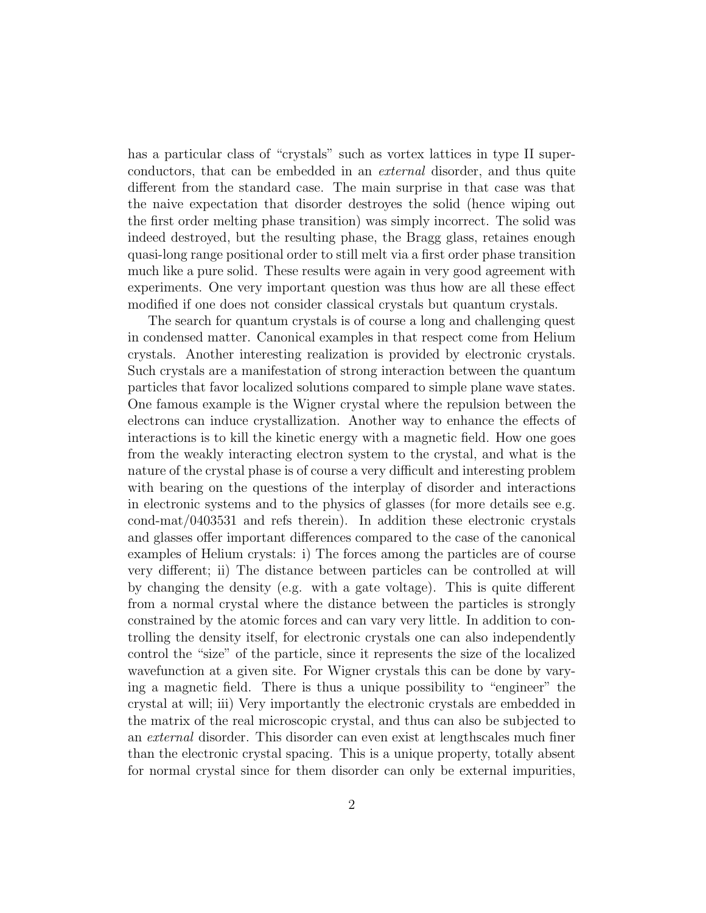has a particular class of "crystals" such as vortex lattices in type II superconductors, that can be embedded in an *external* disorder, and thus quite different from the standard case. The main surprise in that case was that the naive expectation that disorder destroyes the solid (hence wiping out the first order melting phase transition) was simply incorrect. The solid was indeed destroyed, but the resulting phase, the Bragg glass, retaines enough quasi-long range positional order to still melt via a first order phase transition much like a pure solid. These results were again in very good agreement with experiments. One very important question was thus how are all these effect modified if one does not consider classical crystals but quantum crystals.

The search for quantum crystals is of course a long and challenging quest in condensed matter. Canonical examples in that respect come from Helium crystals. Another interesting realization is provided by electronic crystals. Such crystals are a manifestation of strong interaction between the quantum particles that favor localized solutions compared to simple plane wave states. One famous example is the Wigner crystal where the repulsion between the electrons can induce crystallization. Another way to enhance the effects of interactions is to kill the kinetic energy with a magnetic field. How one goes from the weakly interacting electron system to the crystal, and what is the nature of the crystal phase is of course a very difficult and interesting problem with bearing on the questions of the interplay of disorder and interactions in electronic systems and to the physics of glasses (for more details see e.g. cond-mat/0403531 and refs therein). In addition these electronic crystals and glasses offer important differences compared to the case of the canonical examples of Helium crystals: i) The forces among the particles are of course very different; ii) The distance between particles can be controlled at will by changing the density (e.g. with a gate voltage). This is quite different from a normal crystal where the distance between the particles is strongly constrained by the atomic forces and can vary very little. In addition to controlling the density itself, for electronic crystals one can also independently control the "size" of the particle, since it represents the size of the localized wavefunction at a given site. For Wigner crystals this can be done by varying a magnetic field. There is thus a unique possibility to "engineer" the crystal at will; iii) Very importantly the electronic crystals are embedded in the matrix of the real microscopic crystal, and thus can also be subjected to an *external* disorder. This disorder can even exist at lengthscales much finer than the electronic crystal spacing. This is a unique property, totally absent for normal crystal since for them disorder can only be external impurities,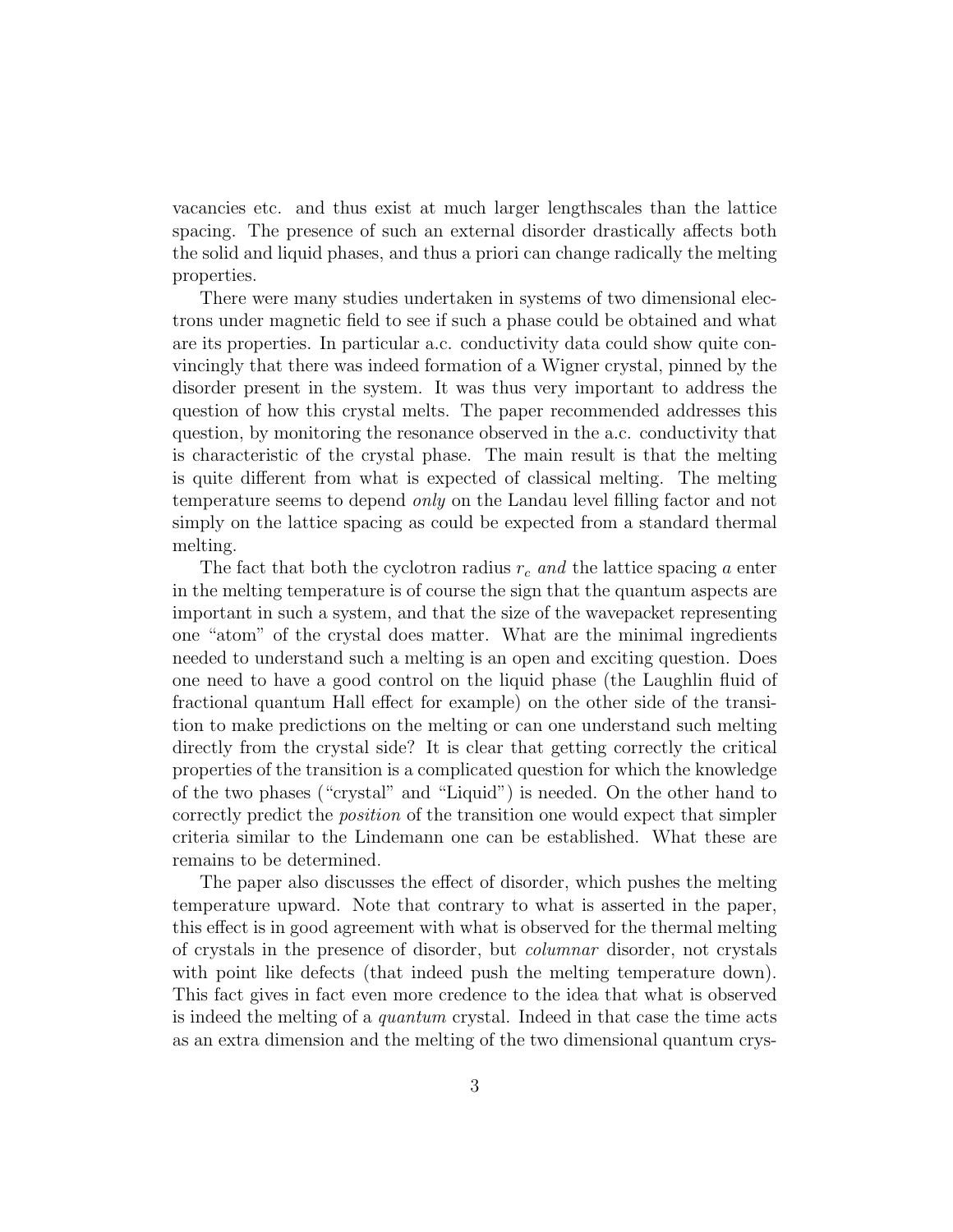vacancies etc. and thus exist at much larger lengthscales than the lattice spacing. The presence of such an external disorder drastically affects both the solid and liquid phases, and thus a priori can change radically the melting properties.

There were many studies undertaken in systems of two dimensional electrons under magnetic field to see if such a phase could be obtained and what are its properties. In particular a.c. conductivity data could show quite convincingly that there was indeed formation of a Wigner crystal, pinned by the disorder present in the system. It was thus very important to address the question of how this crystal melts. The paper recommended addresses this question, by monitoring the resonance observed in the a.c. conductivity that is characteristic of the crystal phase. The main result is that the melting is quite different from what is expected of classical melting. The melting temperature seems to depend *only* on the Landau level filling factor and not simply on the lattice spacing as could be expected from a standard thermal melting.

The fact that both the cyclotron radius $r_c$ *and* the lattice spacing $a$ enter in the melting temperature is of course the sign that the quantum aspects are important in such a system, and that the size of the wavepacket representing one "atom" of the crystal does matter. What are the minimal ingredients needed to understand such a melting is an open and exciting question. Does one need to have a good control on the liquid phase (the Laughlin fluid of fractional quantum Hall effect for example) on the other side of the transition to make predictions on the melting or can one understand such melting directly from the crystal side? It is clear that getting correctly the critical properties of the transition is a complicated question for which the knowledge of the two phases ("crystal" and "Liquid") is needed. On the other hand to correctly predict the *position* of the transition one would expect that simpler criteria similar to the Lindemann one can be established. What these are remains to be determined.

The paper also discusses the effect of disorder, which pushes the melting temperature upward. Note that contrary to what is asserted in the paper, this effect is in good agreement with what is observed for the thermal melting of crystals in the presence of disorder, but *columnar* disorder, not crystals with point like defects (that indeed push the melting temperature down). This fact gives in fact even more credence to the idea that what is observed is indeed the melting of a *quantum* crystal. Indeed in that case the time acts as an extra dimension and the melting of the two dimensional quantum crys-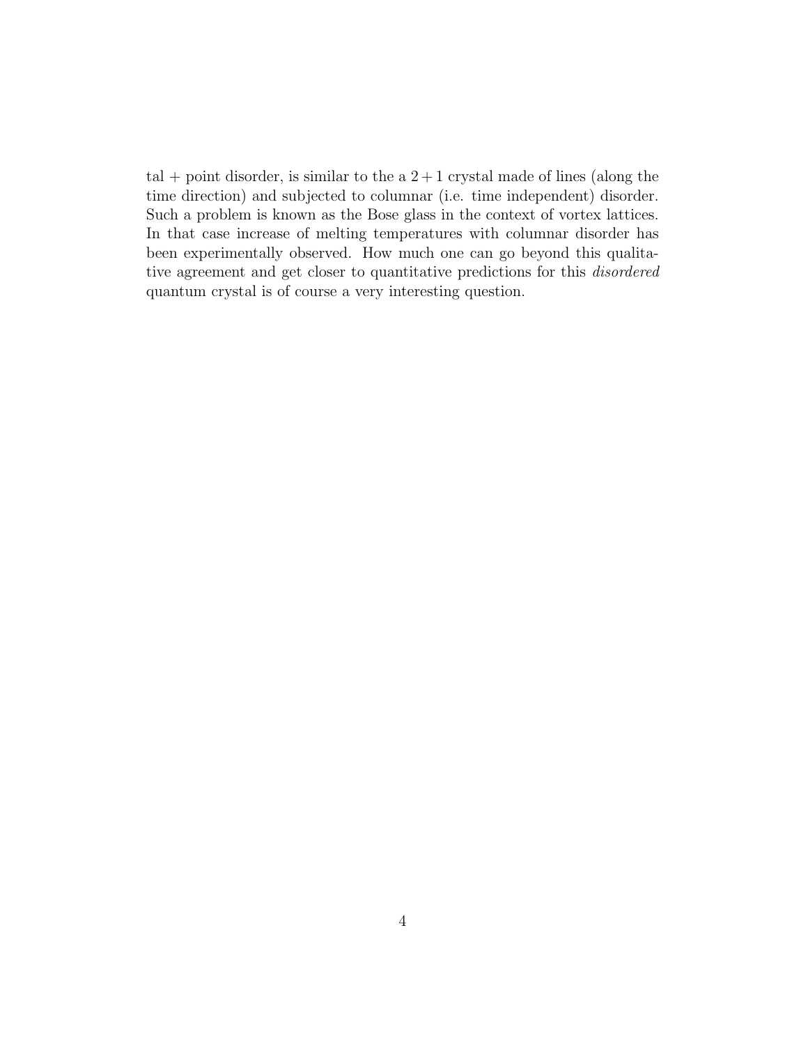tal + point disorder, is similar to the a $2 + 1$ crystal made of lines (along the time direction) and subjected to columnar (i.e. time independent) disorder. Such a problem is known as the Bose glass in the context of vortex lattices. In that case increase of melting temperatures with columnar disorder has been experimentally observed. How much one can go beyond this qualitative agreement and get closer to quantitative predictions for this *disordered* quantum crystal is of course a very interesting question.